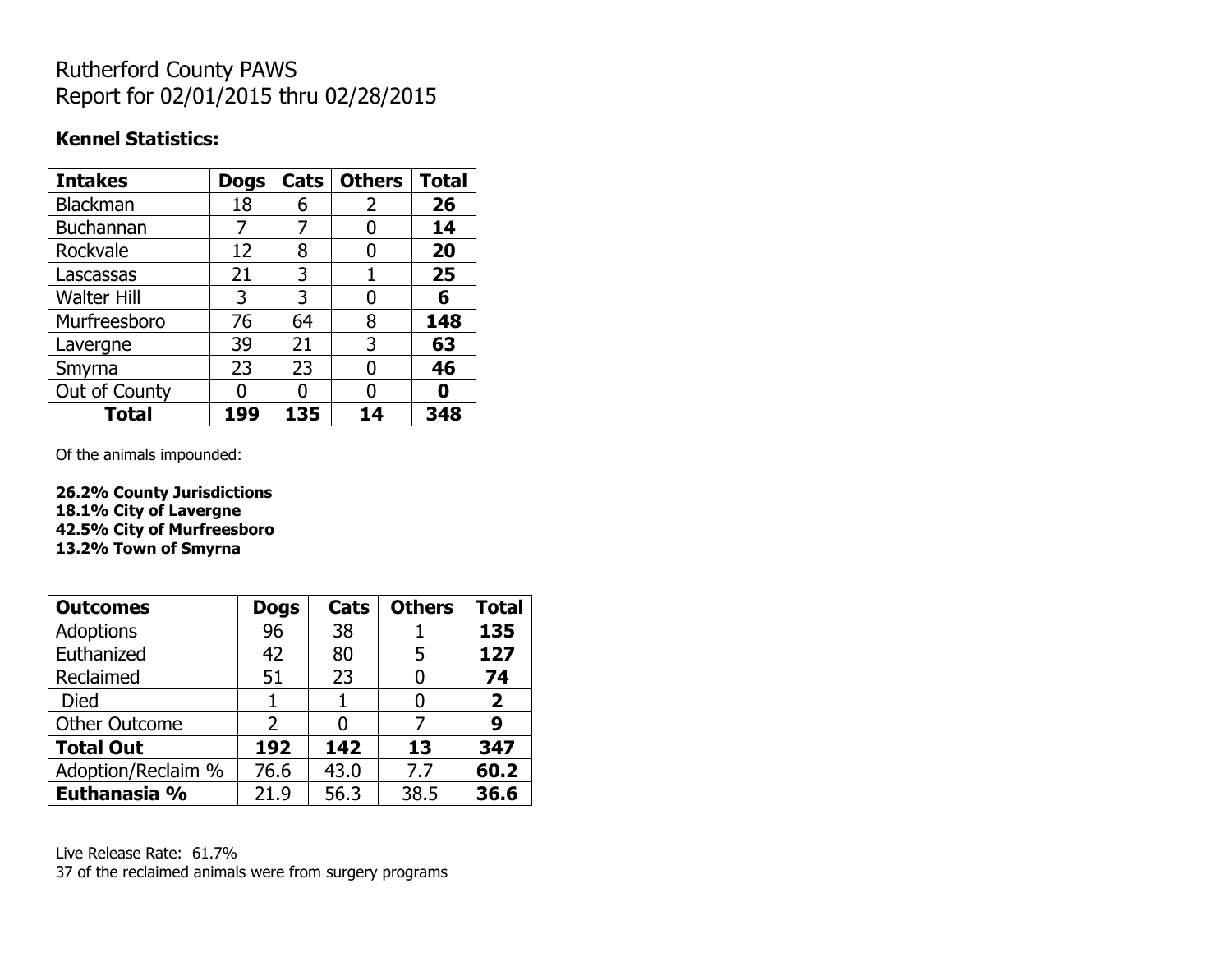# Rutherford County PAWS
# Report for 02/01/2015 thru 02/28/2015

**Kennel Statistics:**

| **Intakes** | **Dogs** | **Cats** | **Others** | **Total** |
|---|---|---|---|---|
| Blackman | 18 | 6 | 2 | **26** |
| Buchannan | 7 | 7 | 0 | **14** |
| Rockvale | 12 | 8 | 0 | **20** |
| Lascassas | 21 | 3 | 1 | **25** |
| Walter Hill | 3 | 3 | 0 | **6** |
| Murfreesboro | 76 | 64 | 8 | **148** |
| Lavergne | 39 | 21 | 3 | **63** |
| Smyrna | 23 | 23 | 0 | **46** |
| Out of County | 0 | 0 | 0 | **0** |
| **Total** | **199** | **135** | **14** | **348** |

Of the animals impounded:

**26.2% County Jurisdictions**
**18.1% City of Lavergne**
**42.5% City of Murfreesboro**
**13.2% Town of Smyrna**

| **Outcomes** | **Dogs** | **Cats** | **Others** | **Total** |
|---|---|---|---|---|
| Adoptions | 96 | 38 | 1 | **135** |
| Euthanized | 42 | 80 | 5 | **127** |
| Reclaimed | 51 | 23 | 0 | **74** |
| Died | 1 | 1 | 0 | **2** |
| Other Outcome | 2 | 0 | 7 | **9** |
| **Total Out** | **192** | **142** | **13** | **347** |
| Adoption/Reclaim % | 76.6 | 43.0 | 7.7 | **60.2** |
| **Euthanasia %** | 21.9 | 56.3 | 38.5 | **36.6** |

Live Release Rate: 61.7%
37 of the reclaimed animals were from surgery programs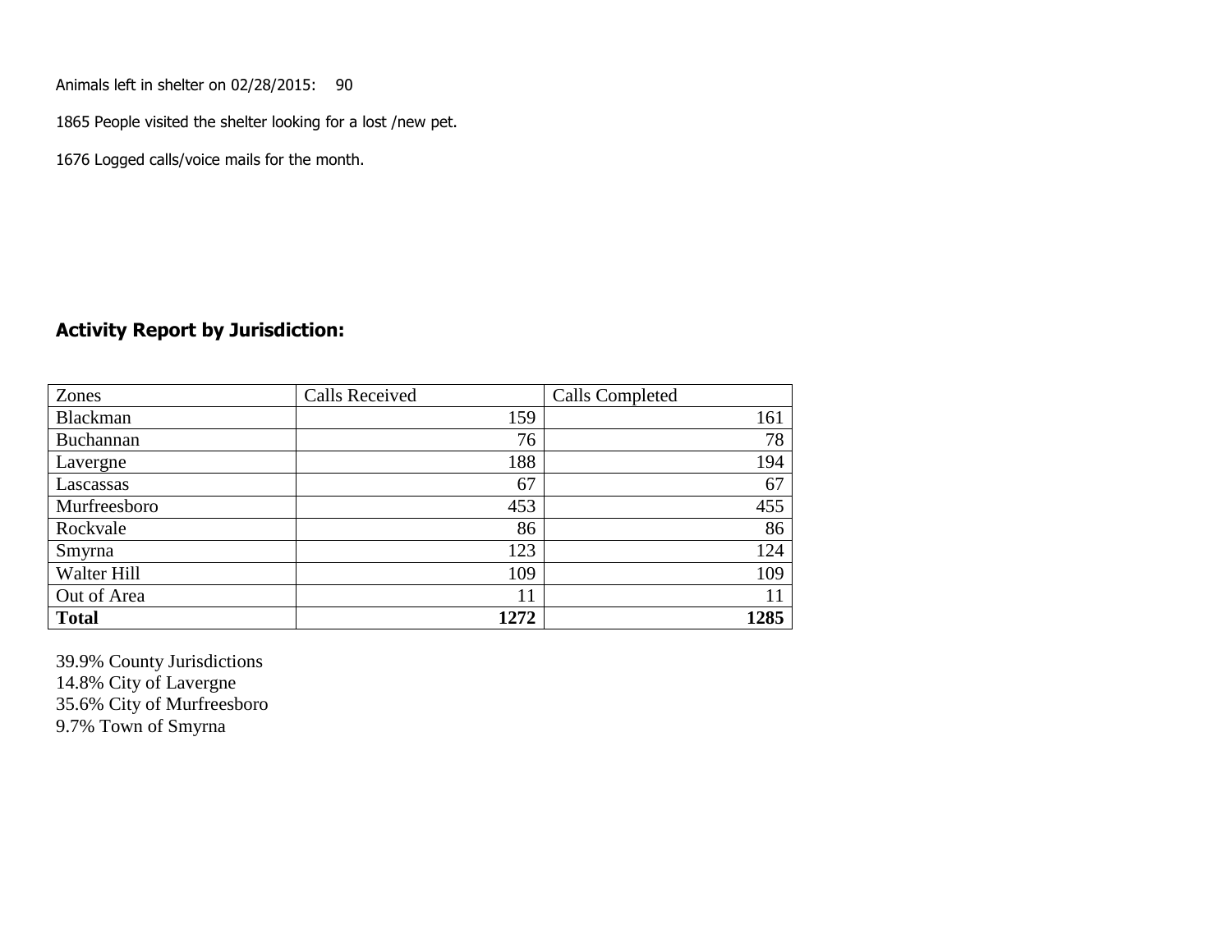Animals left in shelter on 02/28/2015: 90

1865 People visited the shelter looking for a lost /new pet.

1676 Logged calls/voice mails for the month.

## Activity Report by Jurisdiction:

| Zones | Calls Received | Calls Completed |
|---|---|---|
| Blackman | 159 | 161 |
| Buchannan | 76 | 78 |
| Lavergne | 188 | 194 |
| Lascassas | 67 | 67 |
| Murfreesboro | 453 | 455 |
| Rockvale | 86 | 86 |
| Smyrna | 123 | 124 |
| Walter Hill | 109 | 109 |
| Out of Area | 11 | 11 |
| **Total** | **1272** | **1285** |

39.9% County Jurisdictions
14.8% City of Lavergne
35.6% City of Murfreesboro
9.7% Town of Smyrna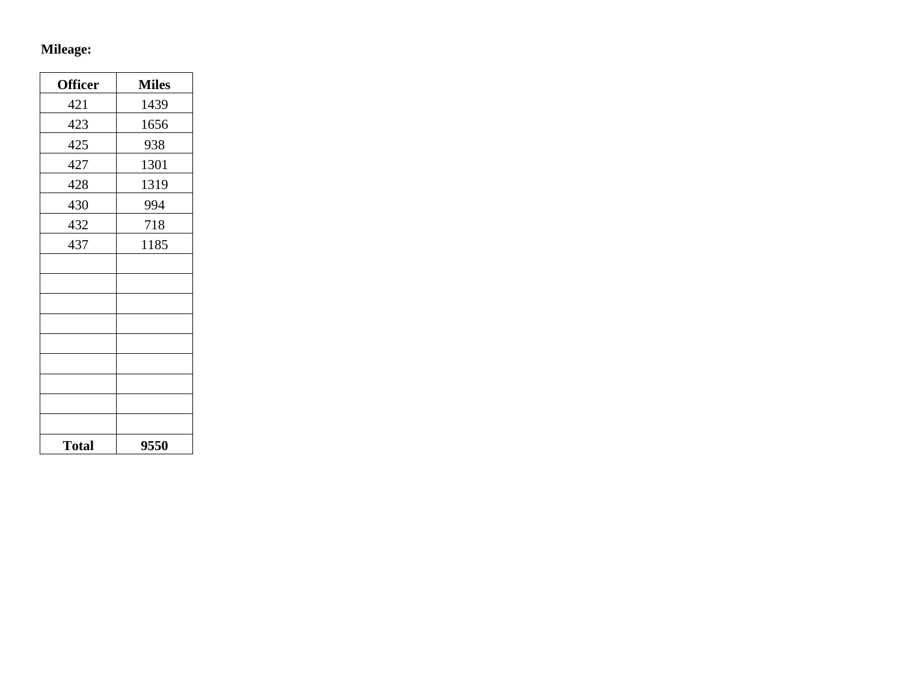**Mileage:**

| Officer | Miles |
|---|---|
| 421 | 1439 |
| 423 | 1656 |
| 425 | 938 |
| 427 | 1301 |
| 428 | 1319 |
| 430 | 994 |
| 432 | 718 |
| 437 | 1185 |
| | |
| | |
| | |
| | |
| | |
| | |
| | |
| | |
| | |
| **Total** | **9550** |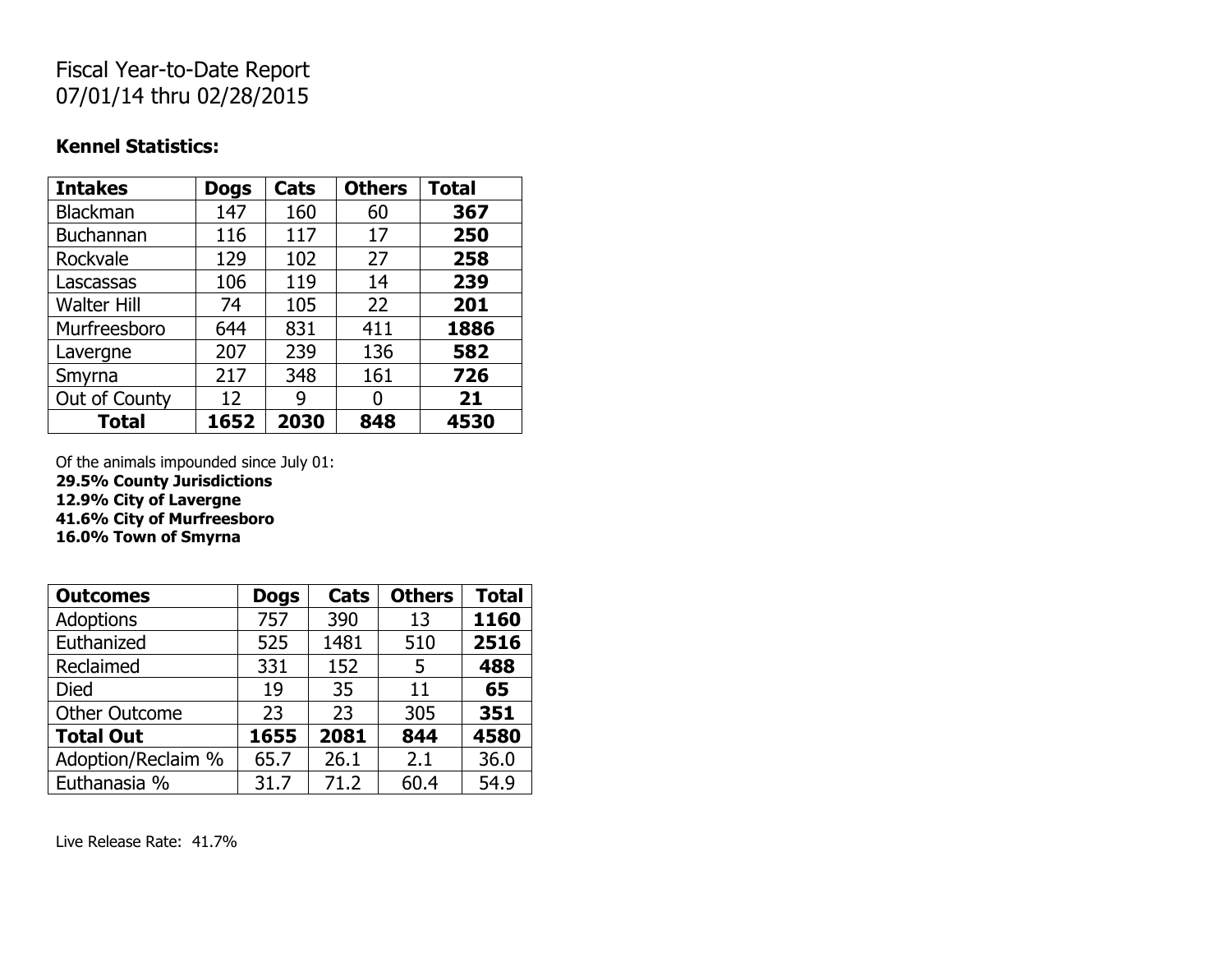Fiscal Year-to-Date Report
07/01/14 thru 02/28/2015

**Kennel Statistics:**

| Intakes | Dogs | Cats | Others | Total |
|---|---|---|---|---|
| Blackman | 147 | 160 | 60 | **367** |
| Buchannan | 116 | 117 | 17 | **250** |
| Rockvale | 129 | 102 | 27 | **258** |
| Lascassas | 106 | 119 | 14 | **239** |
| Walter Hill | 74 | 105 | 22 | **201** |
| Murfreesboro | 644 | 831 | 411 | **1886** |
| Lavergne | 207 | 239 | 136 | **582** |
| Smyrna | 217 | 348 | 161 | **726** |
| Out of County | 12 | 9 | 0 | **21** |
| **Total** | **1652** | **2030** | **848** | **4530** |

Of the animals impounded since July 01:
**29.5% County Jurisdictions**
**12.9% City of Lavergne**
**41.6% City of Murfreesboro**
**16.0% Town of Smyrna**

| Outcomes | Dogs | Cats | Others | Total |
|---|---|---|---|---|
| Adoptions | 757 | 390 | 13 | **1160** |
| Euthanized | 525 | 1481 | 510 | **2516** |
| Reclaimed | 331 | 152 | 5 | **488** |
| Died | 19 | 35 | 11 | **65** |
| Other Outcome | 23 | 23 | 305 | **351** |
| **Total Out** | **1655** | **2081** | **844** | **4580** |
| Adoption/Reclaim % | 65.7 | 26.1 | 2.1 | 36.0 |
| Euthanasia % | 31.7 | 71.2 | 60.4 | 54.9 |

Live Release Rate: 41.7%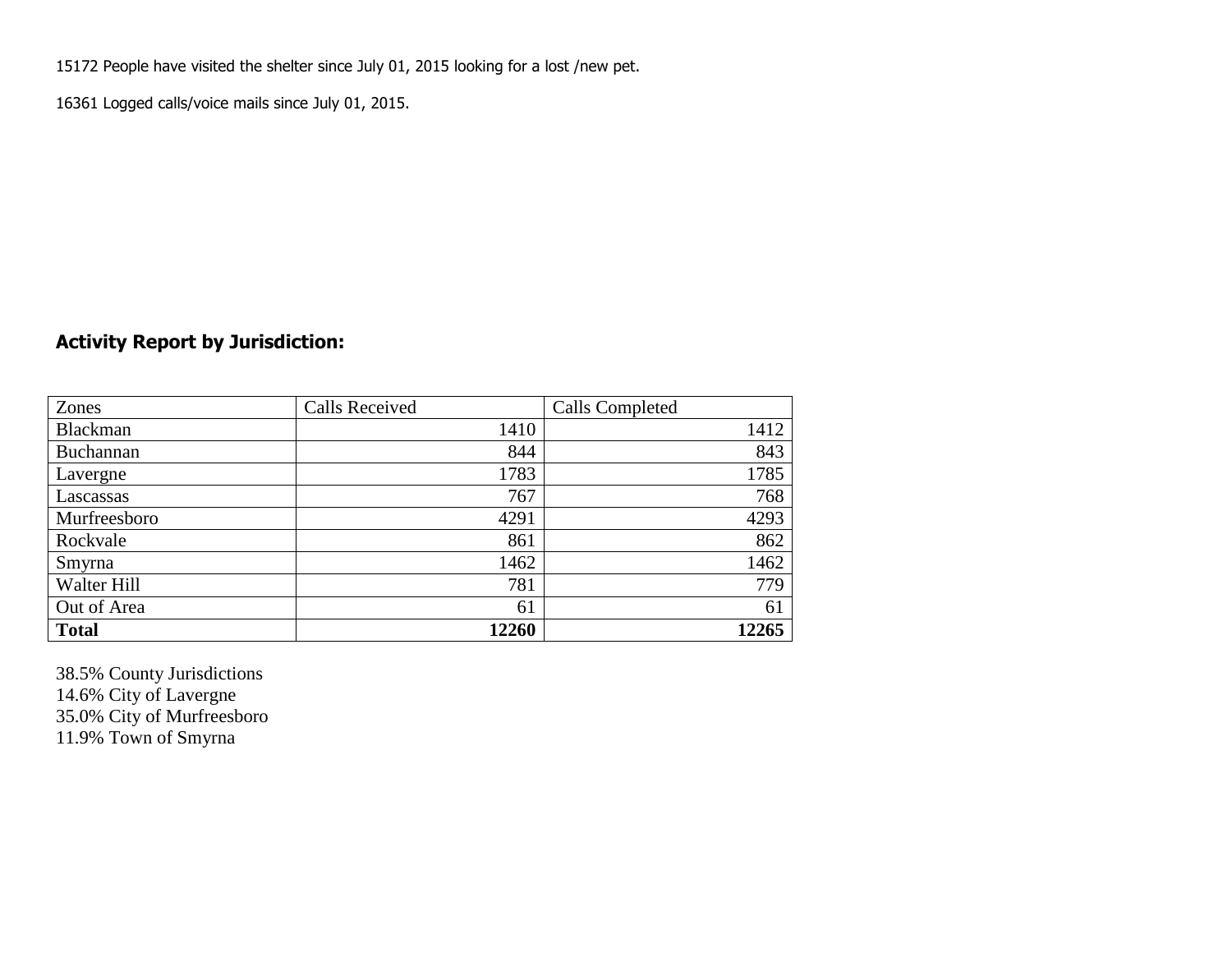15172 People have visited the shelter since July 01, 2015 looking for a lost /new pet.

16361 Logged calls/voice mails since July 01, 2015.

## Activity Report by Jurisdiction:

| Zones | Calls Received | Calls Completed |
|---|---|---|
| Blackman | 1410 | 1412 |
| Buchannan | 844 | 843 |
| Lavergne | 1783 | 1785 |
| Lascassas | 767 | 768 |
| Murfreesboro | 4291 | 4293 |
| Rockvale | 861 | 862 |
| Smyrna | 1462 | 1462 |
| Walter Hill | 781 | 779 |
| Out of Area | 61 | 61 |
| **Total** | **12260** | **12265** |

38.5% County Jurisdictions
14.6% City of Lavergne
35.0% City of Murfreesboro
11.9% Town of Smyrna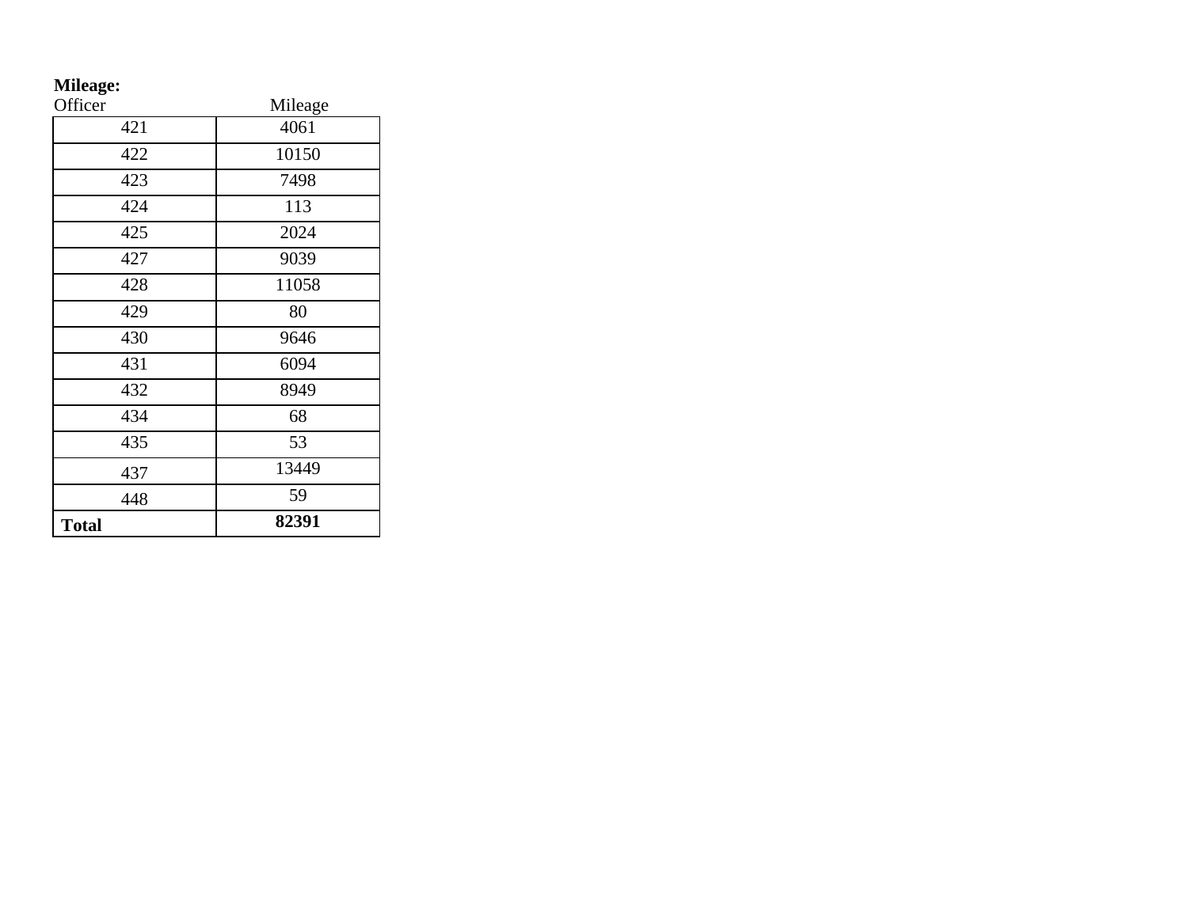**Mileage:**

| Officer | Mileage |
|---|---|
| 421 | 4061 |
| 422 | 10150 |
| 423 | 7498 |
| 424 | 113 |
| 425 | 2024 |
| 427 | 9039 |
| 428 | 11058 |
| 429 | 80 |
| 430 | 9646 |
| 431 | 6094 |
| 432 | 8949 |
| 434 | 68 |
| 435 | 53 |
| 437 | 13449 |
| 448 | 59 |
| **Total** | **82391** |